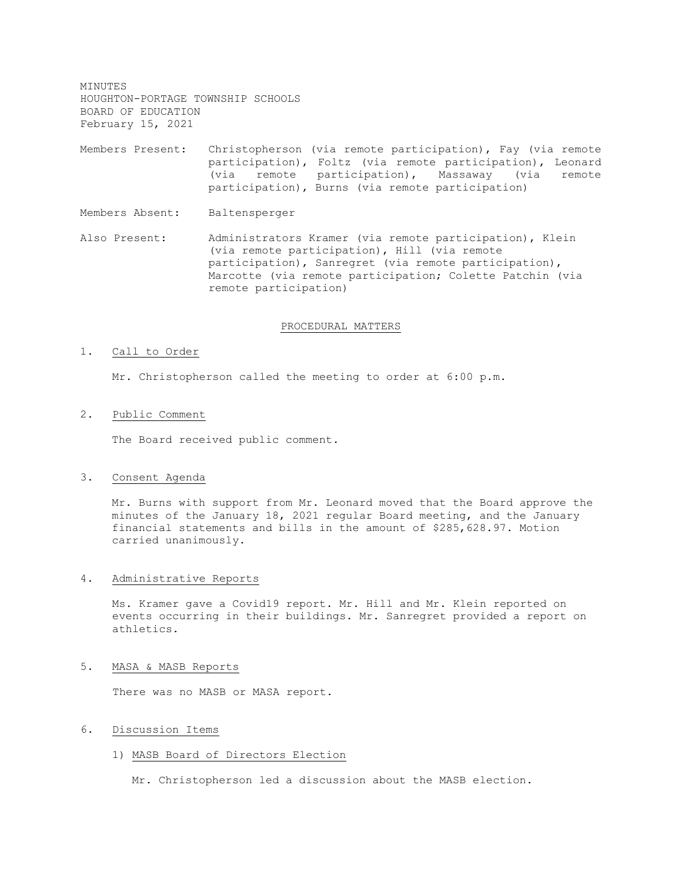MINUTES
HOUGHTON-PORTAGE TOWNSHIP SCHOOLS
BOARD OF EDUCATION
February 15, 2021

Members Present: Christopherson (via remote participation), Fay (via remote participation), Foltz (via remote participation), Leonard (via remote participation), Massaway (via remote participation), Burns (via remote participation)

Members Absent: Baltensperger

Also Present: Administrators Kramer (via remote participation), Klein (via remote participation), Hill (via remote participation), Sanregret (via remote participation), Marcotte (via remote participation; Colette Patchin (via remote participation)

## PROCEDURAL MATTERS

1. Call to Order

   Mr. Christopherson called the meeting to order at 6:00 p.m.

2. Public Comment

   The Board received public comment.

3. Consent Agenda

   Mr. Burns with support from Mr. Leonard moved that the Board approve the minutes of the January 18, 2021 regular Board meeting, and the January financial statements and bills in the amount of $285,628.97. Motion carried unanimously.

4. Administrative Reports

   Ms. Kramer gave a Covid19 report. Mr. Hill and Mr. Klein reported on events occurring in their buildings. Mr. Sanregret provided a report on athletics.

5. MASA & MASB Reports

   There was no MASB or MASA report.

6. Discussion Items

   1) MASB Board of Directors Election

      Mr. Christopherson led a discussion about the MASB election.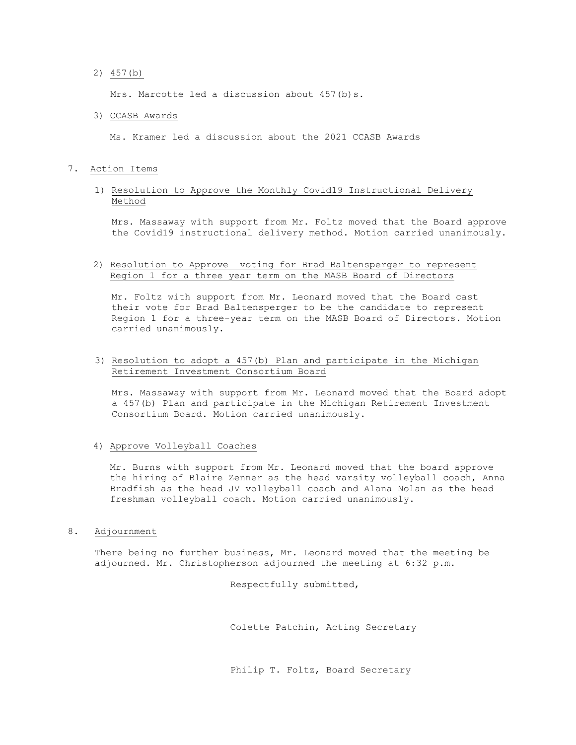2) 457(b)

   Mrs. Marcotte led a discussion about 457(b)s.

3) CCASB Awards

   Ms. Kramer led a discussion about the 2021 CCASB Awards

## 7. Action Items

1) Resolution to Approve the Monthly Covid19 Instructional Delivery Method

   Mrs. Massaway with support from Mr. Foltz moved that the Board approve the Covid19 instructional delivery method. Motion carried unanimously.

2) Resolution to Approve voting for Brad Baltensperger to represent Region 1 for a three year term on the MASB Board of Directors

   Mr. Foltz with support from Mr. Leonard moved that the Board cast their vote for Brad Baltensperger to be the candidate to represent Region 1 for a three-year term on the MASB Board of Directors. Motion carried unanimously.

3) Resolution to adopt a 457(b) Plan and participate in the Michigan Retirement Investment Consortium Board

   Mrs. Massaway with support from Mr. Leonard moved that the Board adopt a 457(b) Plan and participate in the Michigan Retirement Investment Consortium Board. Motion carried unanimously.

4) Approve Volleyball Coaches

   Mr. Burns with support from Mr. Leonard moved that the board approve the hiring of Blaire Zenner as the head varsity volleyball coach, Anna Bradfish as the head JV volleyball coach and Alana Nolan as the head freshman volleyball coach. Motion carried unanimously.

## 8. Adjournment

There being no further business, Mr. Leonard moved that the meeting be adjourned. Mr. Christopherson adjourned the meeting at 6:32 p.m.

Respectfully submitted,

Colette Patchin, Acting Secretary

Philip T. Foltz, Board Secretary